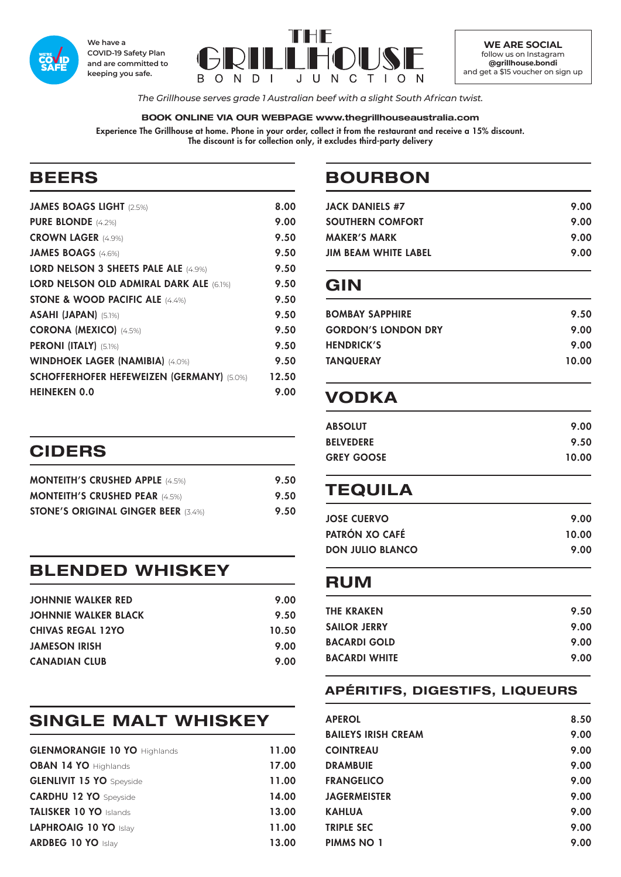We have a COVID-19 Safety Plan and are committed to keeping you safe.

# THE GRILLHOUSE
BONDI JUNCTION

**WE ARE SOCIAL**
follow us on Instagram
**@grillhouse.bondi**
and get a $15 voucher on sign up

*The Grillhouse serves grade 1 Australian beef with a slight South African twist.*

**BOOK ONLINE VIA OUR WEBPAGE www.thegrillhouseaustralia.com**

**Experience The Grillhouse at home. Phone in your order, collect it from the restaurant and receive a 15% discount. The discount is for collection only, it excludes third-party delivery**

## BEERS

| | |
|---|---|
| **JAMES BOAGS LIGHT** (2.5%) | 8.00 |
| **PURE BLONDE** (4.2%) | 9.00 |
| **CROWN LAGER** (4.9%) | 9.50 |
| **JAMES BOAGS** (4.6%) | 9.50 |
| **LORD NELSON 3 SHEETS PALE ALE** (4.9%) | 9.50 |
| **LORD NELSON OLD ADMIRAL DARK ALE** (6.1%) | 9.50 |
| **STONE & WOOD PACIFIC ALE** (4.4%) | 9.50 |
| **ASAHI (JAPAN)** (5.1%) | 9.50 |
| **CORONA (MEXICO)** (4.5%) | 9.50 |
| **PERONI (ITALY)** (5.1%) | 9.50 |
| **WINDHOEK LAGER (NAMIBIA)** (4.0%) | 9.50 |
| **SCHOFFERHOFER HEFEWEIZEN (GERMANY)** (5.0%) | 12.50 |
| **HEINEKEN 0.0** | 9.00 |

## CIDERS

| | |
|---|---|
| **MONTEITH'S CRUSHED APPLE** (4.5%) | 9.50 |
| **MONTEITH'S CRUSHED PEAR** (4.5%) | 9.50 |
| **STONE'S ORIGINAL GINGER BEER** (3.4%) | 9.50 |

## BLENDED WHISKEY

| | |
|---|---|
| **JOHNNIE WALKER RED** | 9.00 |
| **JOHNNIE WALKER BLACK** | 9.50 |
| **CHIVAS REGAL 12YO** | 10.50 |
| **JAMESON IRISH** | 9.00 |
| **CANADIAN CLUB** | 9.00 |

## SINGLE MALT WHISKEY

| | |
|---|---|
| **GLENMORANGIE 10 YO** Highlands | 11.00 |
| **OBAN 14 YO** Highlands | 17.00 |
| **GLENLIVIT 15 YO** Speyside | 11.00 |
| **CARDHU 12 YO** Speyside | 14.00 |
| **TALISKER 10 YO** Islands | 13.00 |
| **LAPHROAIG 10 YO** Islay | 11.00 |
| **ARDBEG 10 YO** Islay | 13.00 |

## BOURBON

| | |
|---|---|
| **JACK DANIELS #7** | 9.00 |
| **SOUTHERN COMFORT** | 9.00 |
| **MAKER'S MARK** | 9.00 |
| **JIM BEAM WHITE LABEL** | 9.00 |

## GIN

| | |
|---|---|
| **BOMBAY SAPPHIRE** | 9.50 |
| **GORDON'S LONDON DRY** | 9.00 |
| **HENDRICK'S** | 9.00 |
| **TANQUERAY** | 10.00 |

## VODKA

| | |
|---|---|
| **ABSOLUT** | 9.00 |
| **BELVEDERE** | 9.50 |
| **GREY GOOSE** | 10.00 |

## TEQUILA

| | |
|---|---|
| **JOSE CUERVO** | 9.00 |
| **PATRÓN XO CAFÉ** | 10.00 |
| **DON JULIO BLANCO** | 9.00 |

## RUM

| | |
|---|---|
| **THE KRAKEN** | 9.50 |
| **SAILOR JERRY** | 9.00 |
| **BACARDI GOLD** | 9.00 |
| **BACARDI WHITE** | 9.00 |

## APÉRITIFS, DIGESTIFS, LIQUEURS

| | |
|---|---|
| **APEROL** | 8.50 |
| **BAILEYS IRISH CREAM** | 9.00 |
| **COINTREAU** | 9.00 |
| **DRAMBUIE** | 9.00 |
| **FRANGELICO** | 9.00 |
| **JAGERMEISTER** | 9.00 |
| **KAHLUA** | 9.00 |
| **TRIPLE SEC** | 9.00 |
| **PIMMS NO 1** | 9.00 |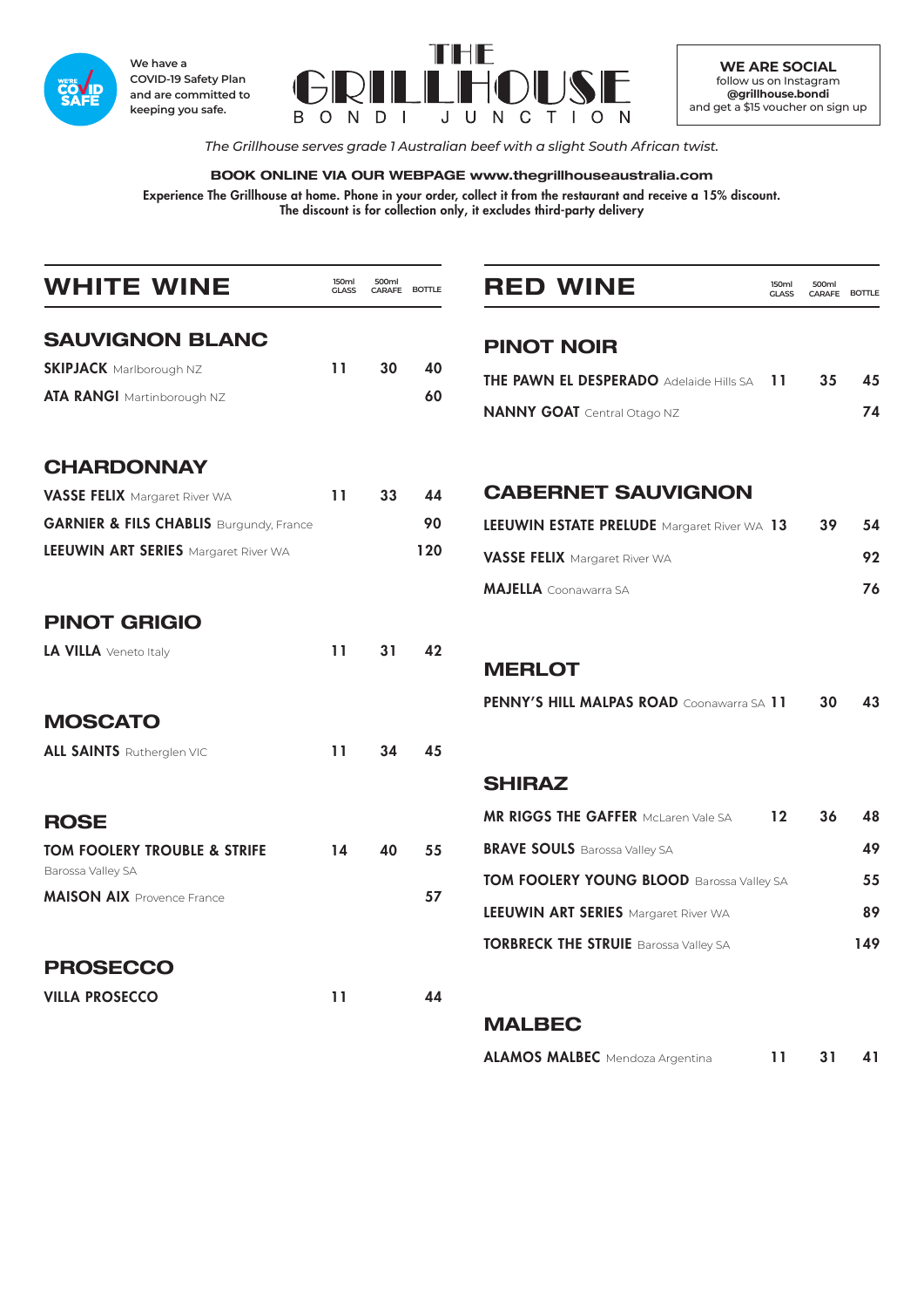We have a COVID-19 Safety Plan and are committed to keeping you safe.

# THE GRILLHOUSE
BONDI JUNCTION

**WE ARE SOCIAL**
follow us on Instagram
**@grillhouse.bondi**
and get a $15 voucher on sign up

*The Grillhouse serves grade 1 Australian beef with a slight South African twist.*

**BOOK ONLINE VIA OUR WEBPAGE www.thegrillhouseaustralia.com**

**Experience The Grillhouse at home. Phone in your order, collect it from the restaurant and receive a 15% discount. The discount is for collection only, it excludes third-party delivery**

## WHITE WINE

| | 150ml GLASS | 500ml CARAFE | BOTTLE |
|---|---|---|---|
| **SAUVIGNON BLANC** | | | |
| **SKIPJACK** Marlborough NZ | 11 | 30 | 40 |
| **ATA RANGI** Martinborough NZ | | | 60 |
| **CHARDONNAY** | | | |
| **VASSE FELIX** Margaret River WA | 11 | 33 | 44 |
| **GARNIER & FILS CHABLIS** Burgundy, France | | | 90 |
| **LEEUWIN ART SERIES** Margaret River WA | | | 120 |
| **PINOT GRIGIO** | | | |
| **LA VILLA** Veneto Italy | 11 | 31 | 42 |
| **MOSCATO** | | | |
| **ALL SAINTS** Rutherglen VIC | 11 | 34 | 45 |
| **ROSE** | | | |
| **TOM FOOLERY TROUBLE & STRIFE** Barossa Valley SA | 14 | 40 | 55 |
| **MAISON AIX** Provence France | | | 57 |
| **PROSECCO** | | | |
| **VILLA PROSECCO** | 11 | | 44 |

## RED WINE

| | 150ml GLASS | 500ml CARAFE | BOTTLE |
|---|---|---|---|
| **PINOT NOIR** | | | |
| **THE PAWN EL DESPERADO** Adelaide Hills SA | 11 | 35 | 45 |
| **NANNY GOAT** Central Otago NZ | | | 74 |
| **CABERNET SAUVIGNON** | | | |
| **LEEUWIN ESTATE PRELUDE** Margaret River WA | 13 | 39 | 54 |
| **VASSE FELIX** Margaret River WA | | | 92 |
| **MAJELLA** Coonawarra SA | | | 76 |
| **MERLOT** | | | |
| **PENNY'S HILL MALPAS ROAD** Coonawarra SA | 11 | 30 | 43 |
| **SHIRAZ** | | | |
| **MR RIGGS THE GAFFER** McLaren Vale SA | 12 | 36 | 48 |
| **BRAVE SOULS** Barossa Valley SA | | | 49 |
| **TOM FOOLERY YOUNG BLOOD** Barossa Valley SA | | | 55 |
| **LEEUWIN ART SERIES** Margaret River WA | | | 89 |
| **TORBRECK THE STRUIE** Barossa Valley SA | | | 149 |
| **MALBEC** | | | |
| **ALAMOS MALBEC** Mendoza Argentina | 11 | 31 | 41 |